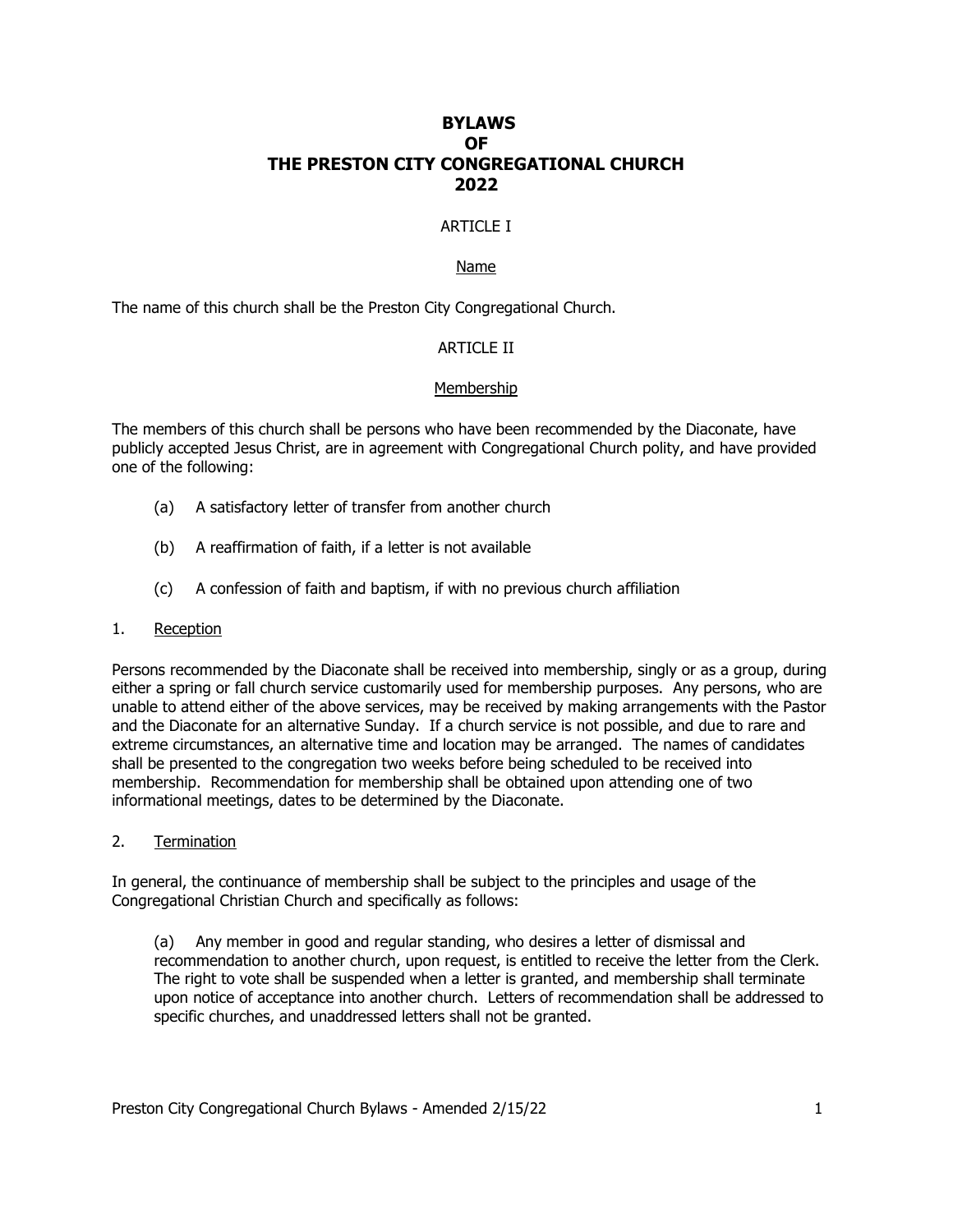# BYLAWS
# OF
# THE PRESTON CITY CONGREGATIONAL CHURCH
# 2022

## ARTICLE I

### Name

The name of this church shall be the Preston City Congregational Church.

## ARTICLE II

### Membership

The members of this church shall be persons who have been recommended by the Diaconate, have publicly accepted Jesus Christ, are in agreement with Congregational Church polity, and have provided one of the following:

(a) A satisfactory letter of transfer from another church

(b) A reaffirmation of faith, if a letter is not available

(c) A confession of faith and baptism, if with no previous church affiliation

1. Reception

Persons recommended by the Diaconate shall be received into membership, singly or as a group, during either a spring or fall church service customarily used for membership purposes. Any persons, who are unable to attend either of the above services, may be received by making arrangements with the Pastor and the Diaconate for an alternative Sunday. If a church service is not possible, and due to rare and extreme circumstances, an alternative time and location may be arranged. The names of candidates shall be presented to the congregation two weeks before being scheduled to be received into membership. Recommendation for membership shall be obtained upon attending one of two informational meetings, dates to be determined by the Diaconate.

2. Termination

In general, the continuance of membership shall be subject to the principles and usage of the Congregational Christian Church and specifically as follows:

(a) Any member in good and regular standing, who desires a letter of dismissal and recommendation to another church, upon request, is entitled to receive the letter from the Clerk. The right to vote shall be suspended when a letter is granted, and membership shall terminate upon notice of acceptance into another church. Letters of recommendation shall be addressed to specific churches, and unaddressed letters shall not be granted.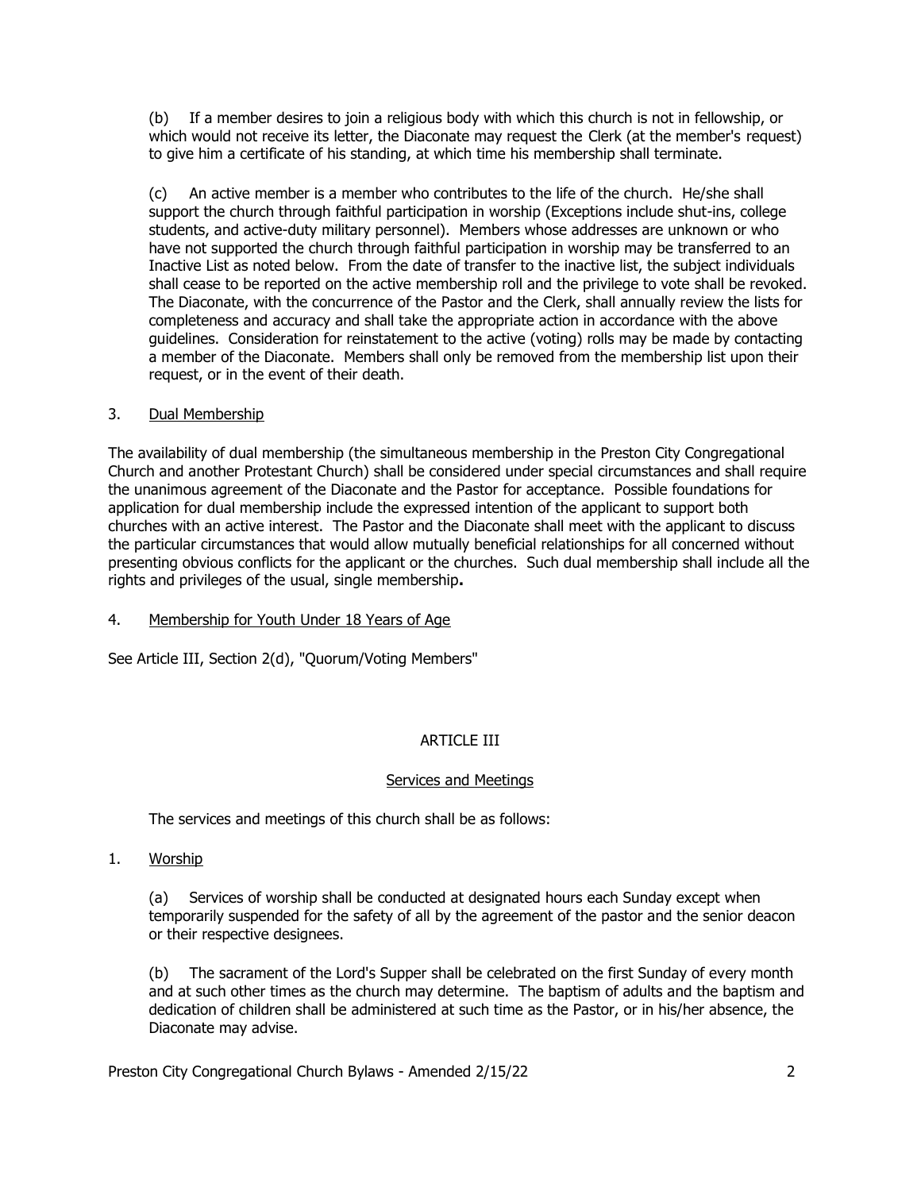(b) If a member desires to join a religious body with which this church is not in fellowship, or which would not receive its letter, the Diaconate may request the Clerk (at the member's request) to give him a certificate of his standing, at which time his membership shall terminate.

(c) An active member is a member who contributes to the life of the church. He/she shall support the church through faithful participation in worship (Exceptions include shut-ins, college students, and active-duty military personnel). Members whose addresses are unknown or who have not supported the church through faithful participation in worship may be transferred to an Inactive List as noted below. From the date of transfer to the inactive list, the subject individuals shall cease to be reported on the active membership roll and the privilege to vote shall be revoked. The Diaconate, with the concurrence of the Pastor and the Clerk, shall annually review the lists for completeness and accuracy and shall take the appropriate action in accordance with the above guidelines. Consideration for reinstatement to the active (voting) rolls may be made by contacting a member of the Diaconate. Members shall only be removed from the membership list upon their request, or in the event of their death.

3. <u>Dual Membership</u>

The availability of dual membership (the simultaneous membership in the Preston City Congregational Church and another Protestant Church) shall be considered under special circumstances and shall require the unanimous agreement of the Diaconate and the Pastor for acceptance. Possible foundations for application for dual membership include the expressed intention of the applicant to support both churches with an active interest. The Pastor and the Diaconate shall meet with the applicant to discuss the particular circumstances that would allow mutually beneficial relationships for all concerned without presenting obvious conflicts for the applicant or the churches. Such dual membership shall include all the rights and privileges of the usual, single membership**.**

4. <u>Membership for Youth Under 18 Years of Age</u>

See Article III, Section 2(d), "Quorum/Voting Members"

## ARTICLE III

### <u>Services and Meetings</u>

The services and meetings of this church shall be as follows:

1. <u>Worship</u>

(a) Services of worship shall be conducted at designated hours each Sunday except when temporarily suspended for the safety of all by the agreement of the pastor and the senior deacon or their respective designees.

(b) The sacrament of the Lord's Supper shall be celebrated on the first Sunday of every month and at such other times as the church may determine. The baptism of adults and the baptism and dedication of children shall be administered at such time as the Pastor, or in his/her absence, the Diaconate may advise.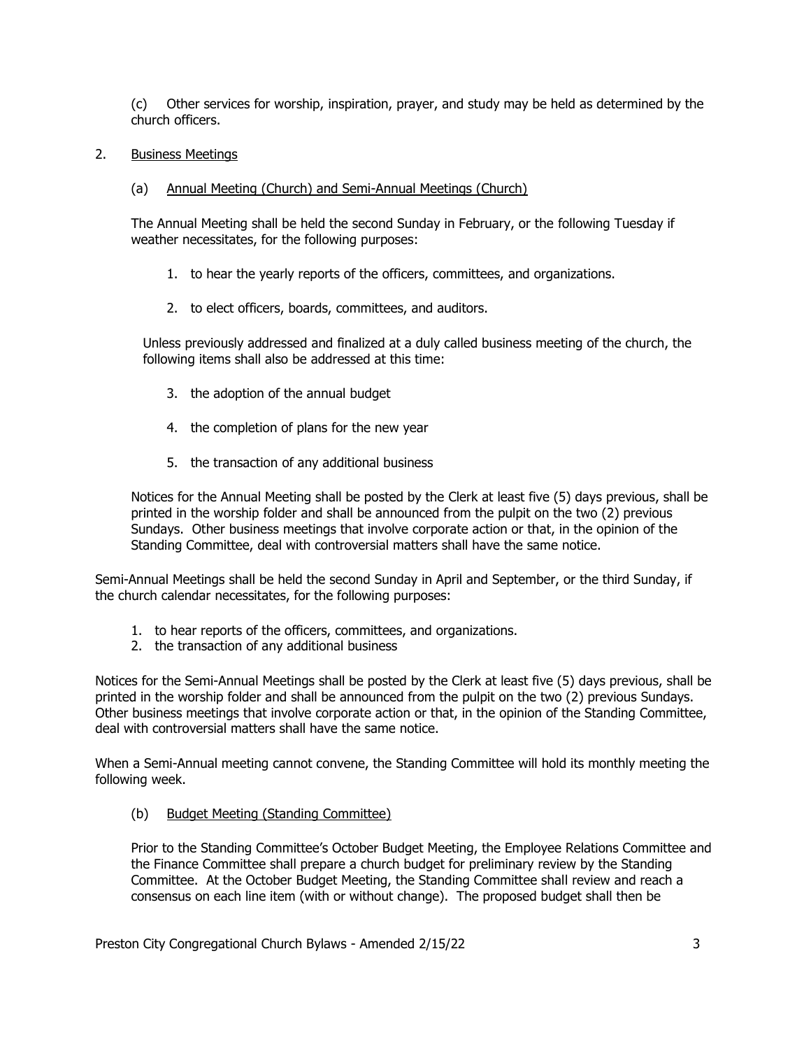(c) Other services for worship, inspiration, prayer, and study may be held as determined by the church officers.

2. <u>Business Meetings</u>

   (a) <u>Annual Meeting (Church) and Semi-Annual Meetings (Church)</u>

   The Annual Meeting shall be held the second Sunday in February, or the following Tuesday if weather necessitates, for the following purposes:

   1. to hear the yearly reports of the officers, committees, and organizations.
   2. to elect officers, boards, committees, and auditors.

   Unless previously addressed and finalized at a duly called business meeting of the church, the following items shall also be addressed at this time:

   3. the adoption of the annual budget
   4. the completion of plans for the new year
   5. the transaction of any additional business

   Notices for the Annual Meeting shall be posted by the Clerk at least five (5) days previous, shall be printed in the worship folder and shall be announced from the pulpit on the two (2) previous Sundays. Other business meetings that involve corporate action or that, in the opinion of the Standing Committee, deal with controversial matters shall have the same notice.

Semi-Annual Meetings shall be held the second Sunday in April and September, or the third Sunday, if the church calendar necessitates, for the following purposes:

1. to hear reports of the officers, committees, and organizations.
2. the transaction of any additional business

Notices for the Semi-Annual Meetings shall be posted by the Clerk at least five (5) days previous, shall be printed in the worship folder and shall be announced from the pulpit on the two (2) previous Sundays. Other business meetings that involve corporate action or that, in the opinion of the Standing Committee, deal with controversial matters shall have the same notice.

When a Semi-Annual meeting cannot convene, the Standing Committee will hold its monthly meeting the following week.

   (b) <u>Budget Meeting (Standing Committee)</u>

   Prior to the Standing Committee's October Budget Meeting, the Employee Relations Committee and the Finance Committee shall prepare a church budget for preliminary review by the Standing Committee. At the October Budget Meeting, the Standing Committee shall review and reach a consensus on each line item (with or without change). The proposed budget shall then be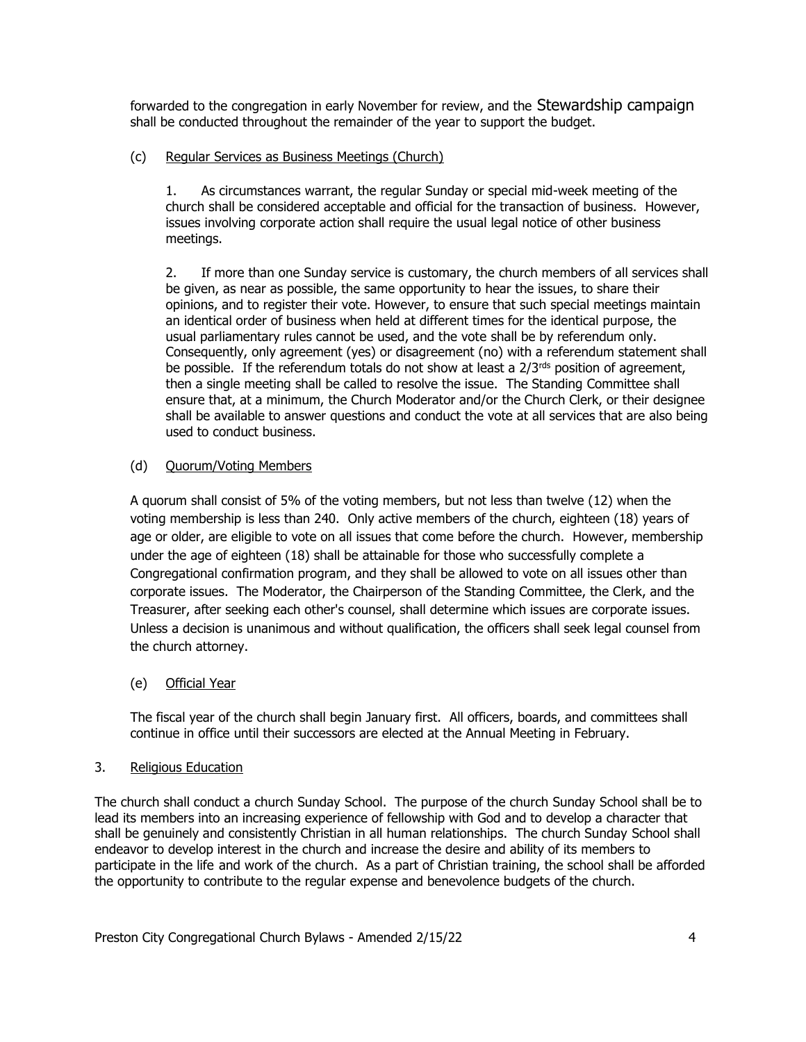forwarded to the congregation in early November for review, and the Stewardship campaign shall be conducted throughout the remainder of the year to support the budget.

(c) <u>Regular Services as Business Meetings (Church)</u>

1. As circumstances warrant, the regular Sunday or special mid-week meeting of the church shall be considered acceptable and official for the transaction of business. However, issues involving corporate action shall require the usual legal notice of other business meetings.

2. If more than one Sunday service is customary, the church members of all services shall be given, as near as possible, the same opportunity to hear the issues, to share their opinions, and to register their vote. However, to ensure that such special meetings maintain an identical order of business when held at different times for the identical purpose, the usual parliamentary rules cannot be used, and the vote shall be by referendum only. Consequently, only agreement (yes) or disagreement (no) with a referendum statement shall be possible. If the referendum totals do not show at least a 2/3rds position of agreement, then a single meeting shall be called to resolve the issue. The Standing Committee shall ensure that, at a minimum, the Church Moderator and/or the Church Clerk, or their designee shall be available to answer questions and conduct the vote at all services that are also being used to conduct business.

(d) <u>Quorum/Voting Members</u>

A quorum shall consist of 5% of the voting members, but not less than twelve (12) when the voting membership is less than 240. Only active members of the church, eighteen (18) years of age or older, are eligible to vote on all issues that come before the church. However, membership under the age of eighteen (18) shall be attainable for those who successfully complete a Congregational confirmation program, and they shall be allowed to vote on all issues other than corporate issues. The Moderator, the Chairperson of the Standing Committee, the Clerk, and the Treasurer, after seeking each other's counsel, shall determine which issues are corporate issues. Unless a decision is unanimous and without qualification, the officers shall seek legal counsel from the church attorney.

(e) <u>Official Year</u>

The fiscal year of the church shall begin January first. All officers, boards, and committees shall continue in office until their successors are elected at the Annual Meeting in February.

3. <u>Religious Education</u>

The church shall conduct a church Sunday School. The purpose of the church Sunday School shall be to lead its members into an increasing experience of fellowship with God and to develop a character that shall be genuinely and consistently Christian in all human relationships. The church Sunday School shall endeavor to develop interest in the church and increase the desire and ability of its members to participate in the life and work of the church. As a part of Christian training, the school shall be afforded the opportunity to contribute to the regular expense and benevolence budgets of the church.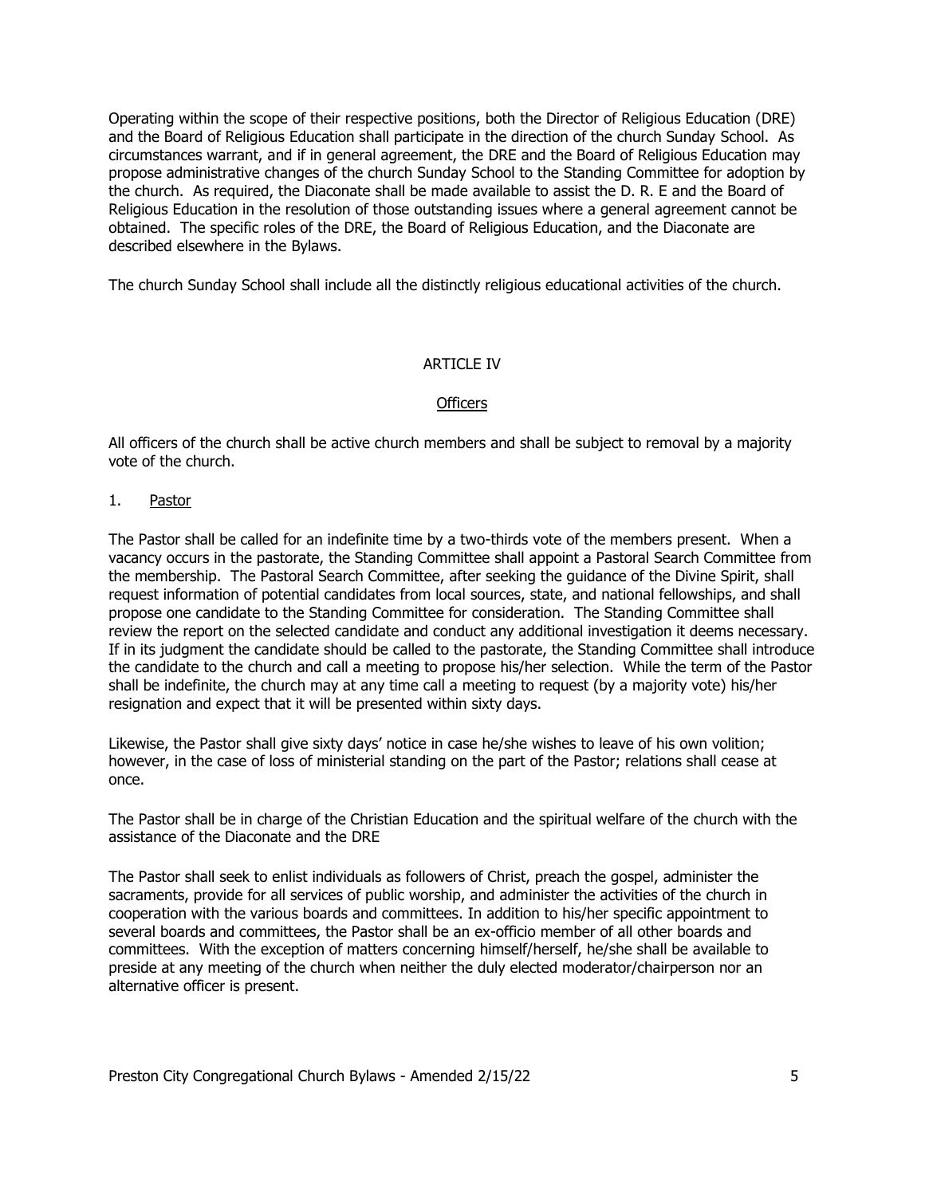Operating within the scope of their respective positions, both the Director of Religious Education (DRE) and the Board of Religious Education shall participate in the direction of the church Sunday School. As circumstances warrant, and if in general agreement, the DRE and the Board of Religious Education may propose administrative changes of the church Sunday School to the Standing Committee for adoption by the church. As required, the Diaconate shall be made available to assist the D. R. E and the Board of Religious Education in the resolution of those outstanding issues where a general agreement cannot be obtained. The specific roles of the DRE, the Board of Religious Education, and the Diaconate are described elsewhere in the Bylaws.

The church Sunday School shall include all the distinctly religious educational activities of the church.

## ARTICLE IV

### Officers

All officers of the church shall be active church members and shall be subject to removal by a majority vote of the church.

1. Pastor

The Pastor shall be called for an indefinite time by a two-thirds vote of the members present. When a vacancy occurs in the pastorate, the Standing Committee shall appoint a Pastoral Search Committee from the membership. The Pastoral Search Committee, after seeking the guidance of the Divine Spirit, shall request information of potential candidates from local sources, state, and national fellowships, and shall propose one candidate to the Standing Committee for consideration. The Standing Committee shall review the report on the selected candidate and conduct any additional investigation it deems necessary. If in its judgment the candidate should be called to the pastorate, the Standing Committee shall introduce the candidate to the church and call a meeting to propose his/her selection. While the term of the Pastor shall be indefinite, the church may at any time call a meeting to request (by a majority vote) his/her resignation and expect that it will be presented within sixty days.

Likewise, the Pastor shall give sixty days' notice in case he/she wishes to leave of his own volition; however, in the case of loss of ministerial standing on the part of the Pastor; relations shall cease at once.

The Pastor shall be in charge of the Christian Education and the spiritual welfare of the church with the assistance of the Diaconate and the DRE

The Pastor shall seek to enlist individuals as followers of Christ, preach the gospel, administer the sacraments, provide for all services of public worship, and administer the activities of the church in cooperation with the various boards and committees. In addition to his/her specific appointment to several boards and committees, the Pastor shall be an ex-officio member of all other boards and committees. With the exception of matters concerning himself/herself, he/she shall be available to preside at any meeting of the church when neither the duly elected moderator/chairperson nor an alternative officer is present.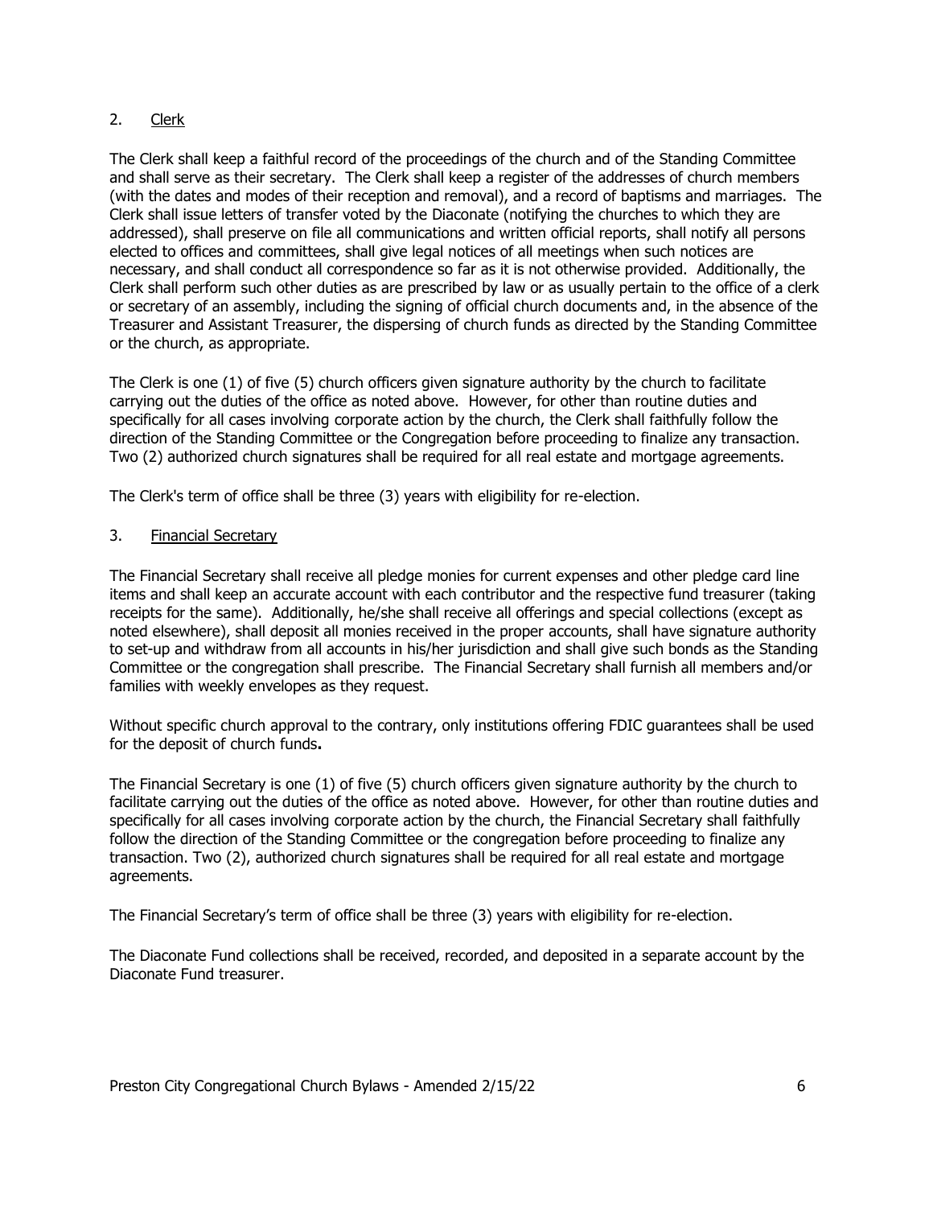2. <u>Clerk</u>

The Clerk shall keep a faithful record of the proceedings of the church and of the Standing Committee and shall serve as their secretary. The Clerk shall keep a register of the addresses of church members (with the dates and modes of their reception and removal), and a record of baptisms and marriages. The Clerk shall issue letters of transfer voted by the Diaconate (notifying the churches to which they are addressed), shall preserve on file all communications and written official reports, shall notify all persons elected to offices and committees, shall give legal notices of all meetings when such notices are necessary, and shall conduct all correspondence so far as it is not otherwise provided. Additionally, the Clerk shall perform such other duties as are prescribed by law or as usually pertain to the office of a clerk or secretary of an assembly, including the signing of official church documents and, in the absence of the Treasurer and Assistant Treasurer, the dispersing of church funds as directed by the Standing Committee or the church, as appropriate.

The Clerk is one (1) of five (5) church officers given signature authority by the church to facilitate carrying out the duties of the office as noted above. However, for other than routine duties and specifically for all cases involving corporate action by the church, the Clerk shall faithfully follow the direction of the Standing Committee or the Congregation before proceeding to finalize any transaction. Two (2) authorized church signatures shall be required for all real estate and mortgage agreements.

The Clerk's term of office shall be three (3) years with eligibility for re-election.

3. <u>Financial Secretary</u>

The Financial Secretary shall receive all pledge monies for current expenses and other pledge card line items and shall keep an accurate account with each contributor and the respective fund treasurer (taking receipts for the same). Additionally, he/she shall receive all offerings and special collections (except as noted elsewhere), shall deposit all monies received in the proper accounts, shall have signature authority to set-up and withdraw from all accounts in his/her jurisdiction and shall give such bonds as the Standing Committee or the congregation shall prescribe. The Financial Secretary shall furnish all members and/or families with weekly envelopes as they request.

Without specific church approval to the contrary, only institutions offering FDIC guarantees shall be used for the deposit of church funds**.**

The Financial Secretary is one (1) of five (5) church officers given signature authority by the church to facilitate carrying out the duties of the office as noted above. However, for other than routine duties and specifically for all cases involving corporate action by the church, the Financial Secretary shall faithfully follow the direction of the Standing Committee or the congregation before proceeding to finalize any transaction. Two (2), authorized church signatures shall be required for all real estate and mortgage agreements.

The Financial Secretary's term of office shall be three (3) years with eligibility for re-election.

The Diaconate Fund collections shall be received, recorded, and deposited in a separate account by the Diaconate Fund treasurer.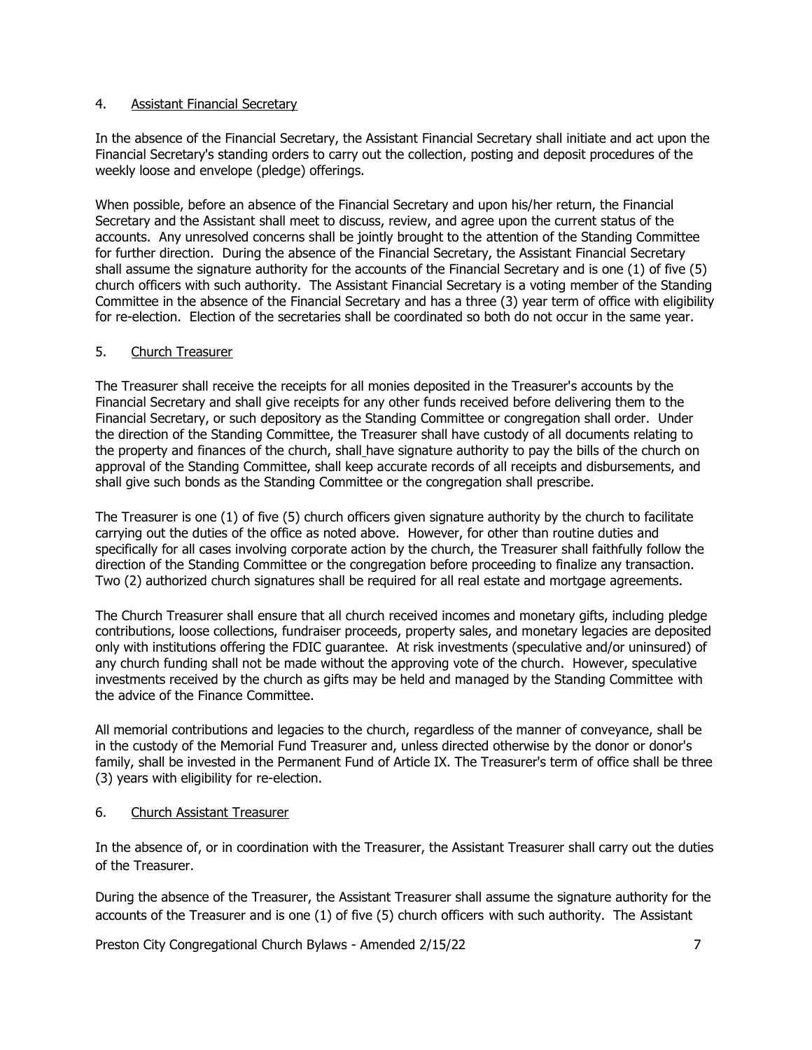4. <u>Assistant Financial Secretary</u>

In the absence of the Financial Secretary, the Assistant Financial Secretary shall initiate and act upon the Financial Secretary's standing orders to carry out the collection, posting and deposit procedures of the weekly loose and envelope (pledge) offerings.

When possible, before an absence of the Financial Secretary and upon his/her return, the Financial Secretary and the Assistant shall meet to discuss, review, and agree upon the current status of the accounts. Any unresolved concerns shall be jointly brought to the attention of the Standing Committee for further direction. During the absence of the Financial Secretary, the Assistant Financial Secretary shall assume the signature authority for the accounts of the Financial Secretary and is one (1) of five (5) church officers with such authority. The Assistant Financial Secretary is a voting member of the Standing Committee in the absence of the Financial Secretary and has a three (3) year term of office with eligibility for re-election. Election of the secretaries shall be coordinated so both do not occur in the same year.

5. <u>Church Treasurer</u>

The Treasurer shall receive the receipts for all monies deposited in the Treasurer's accounts by the Financial Secretary and shall give receipts for any other funds received before delivering them to the Financial Secretary, or such depository as the Standing Committee or congregation shall order. Under the direction of the Standing Committee, the Treasurer shall have custody of all documents relating to the property and finances of the church, shall have signature authority to pay the bills of the church on approval of the Standing Committee, shall keep accurate records of all receipts and disbursements, and shall give such bonds as the Standing Committee or the congregation shall prescribe.

The Treasurer is one (1) of five (5) church officers given signature authority by the church to facilitate carrying out the duties of the office as noted above. However, for other than routine duties and specifically for all cases involving corporate action by the church, the Treasurer shall faithfully follow the direction of the Standing Committee or the congregation before proceeding to finalize any transaction. Two (2) authorized church signatures shall be required for all real estate and mortgage agreements.

The Church Treasurer shall ensure that all church received incomes and monetary gifts, including pledge contributions, loose collections, fundraiser proceeds, property sales, and monetary legacies are deposited only with institutions offering the FDIC guarantee. At risk investments (speculative and/or uninsured) of any church funding shall not be made without the approving vote of the church. However, speculative investments received by the church as gifts may be held and managed by the Standing Committee with the advice of the Finance Committee.

All memorial contributions and legacies to the church, regardless of the manner of conveyance, shall be in the custody of the Memorial Fund Treasurer and, unless directed otherwise by the donor or donor's family, shall be invested in the Permanent Fund of Article IX. The Treasurer's term of office shall be three (3) years with eligibility for re-election.

6. <u>Church Assistant Treasurer</u>

In the absence of, or in coordination with the Treasurer, the Assistant Treasurer shall carry out the duties of the Treasurer.

During the absence of the Treasurer, the Assistant Treasurer shall assume the signature authority for the accounts of the Treasurer and is one (1) of five (5) church officers with such authority. The Assistant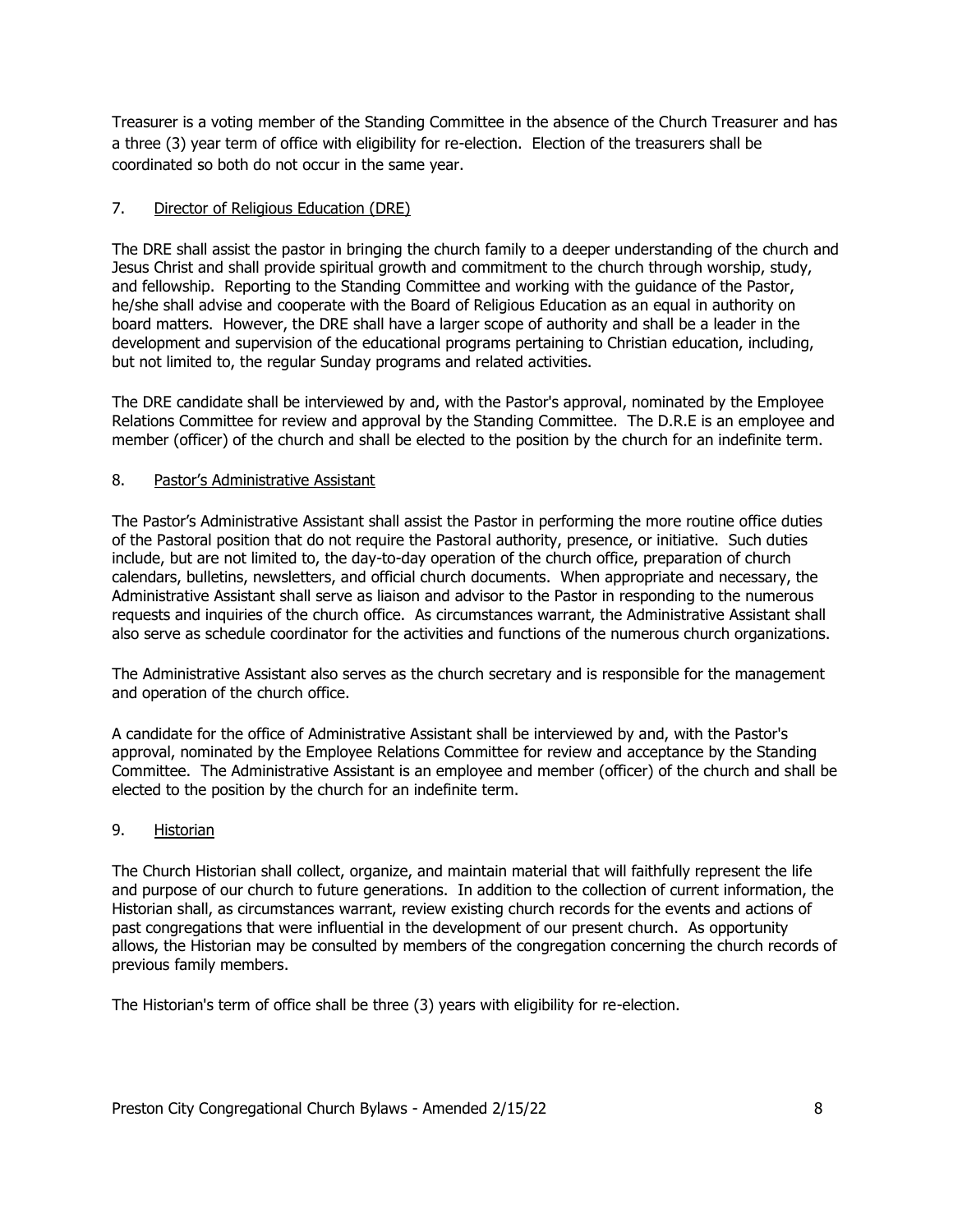Treasurer is a voting member of the Standing Committee in the absence of the Church Treasurer and has a three (3) year term of office with eligibility for re-election. Election of the treasurers shall be coordinated so both do not occur in the same year.

7. <u>Director of Religious Education (DRE)</u>

The DRE shall assist the pastor in bringing the church family to a deeper understanding of the church and Jesus Christ and shall provide spiritual growth and commitment to the church through worship, study, and fellowship. Reporting to the Standing Committee and working with the guidance of the Pastor, he/she shall advise and cooperate with the Board of Religious Education as an equal in authority on board matters. However, the DRE shall have a larger scope of authority and shall be a leader in the development and supervision of the educational programs pertaining to Christian education, including, but not limited to, the regular Sunday programs and related activities.

The DRE candidate shall be interviewed by and, with the Pastor's approval, nominated by the Employee Relations Committee for review and approval by the Standing Committee. The D.R.E is an employee and member (officer) of the church and shall be elected to the position by the church for an indefinite term.

8. <u>Pastor's Administrative Assistant</u>

The Pastor's Administrative Assistant shall assist the Pastor in performing the more routine office duties of the Pastoral position that do not require the Pastoral authority, presence, or initiative. Such duties include, but are not limited to, the day-to-day operation of the church office, preparation of church calendars, bulletins, newsletters, and official church documents. When appropriate and necessary, the Administrative Assistant shall serve as liaison and advisor to the Pastor in responding to the numerous requests and inquiries of the church office. As circumstances warrant, the Administrative Assistant shall also serve as schedule coordinator for the activities and functions of the numerous church organizations.

The Administrative Assistant also serves as the church secretary and is responsible for the management and operation of the church office.

A candidate for the office of Administrative Assistant shall be interviewed by and, with the Pastor's approval, nominated by the Employee Relations Committee for review and acceptance by the Standing Committee. The Administrative Assistant is an employee and member (officer) of the church and shall be elected to the position by the church for an indefinite term.

9. <u>Historian</u>

The Church Historian shall collect, organize, and maintain material that will faithfully represent the life and purpose of our church to future generations. In addition to the collection of current information, the Historian shall, as circumstances warrant, review existing church records for the events and actions of past congregations that were influential in the development of our present church. As opportunity allows, the Historian may be consulted by members of the congregation concerning the church records of previous family members.

The Historian's term of office shall be three (3) years with eligibility for re-election.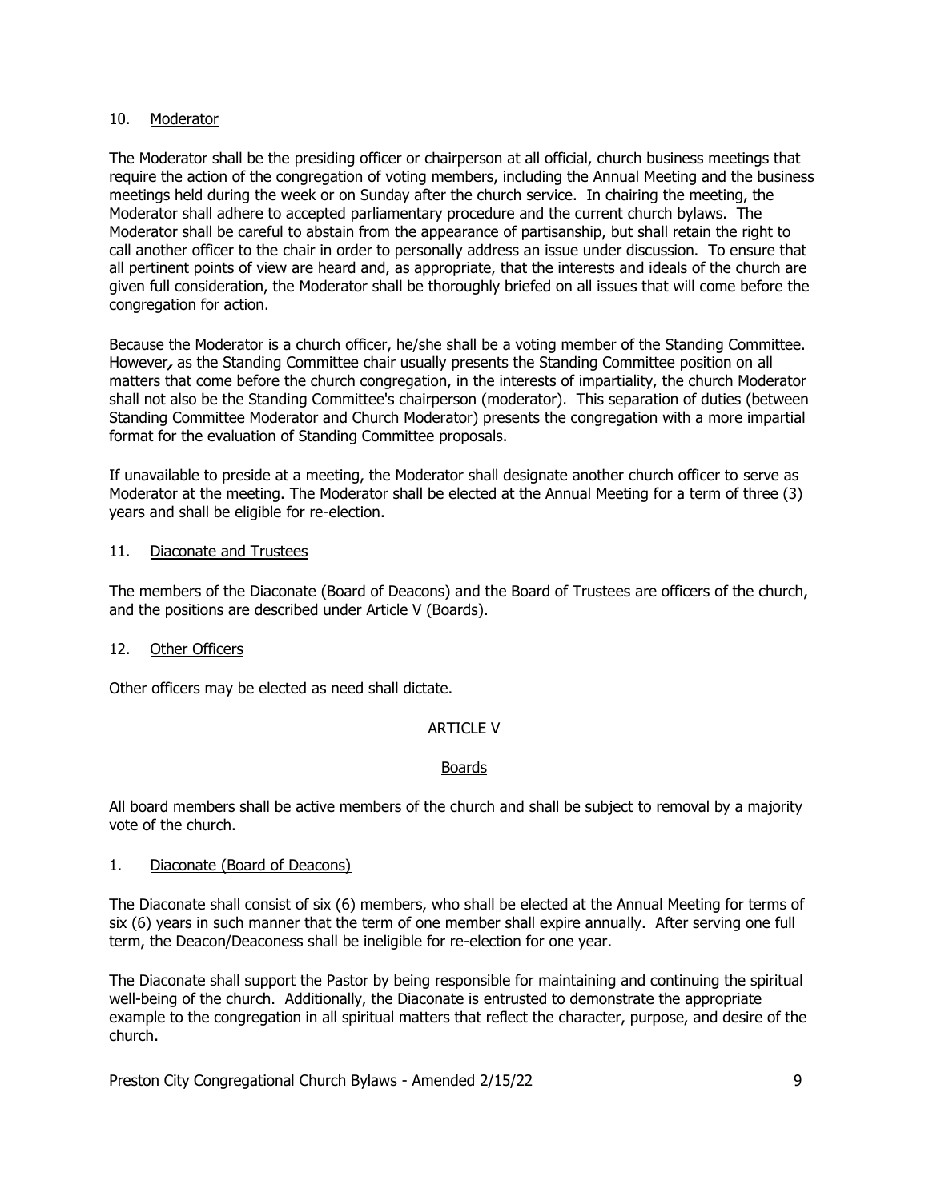10. Moderator

The Moderator shall be the presiding officer or chairperson at all official, church business meetings that require the action of the congregation of voting members, including the Annual Meeting and the business meetings held during the week or on Sunday after the church service. In chairing the meeting, the Moderator shall adhere to accepted parliamentary procedure and the current church bylaws. The Moderator shall be careful to abstain from the appearance of partisanship, but shall retain the right to call another officer to the chair in order to personally address an issue under discussion. To ensure that all pertinent points of view are heard and, as appropriate, that the interests and ideals of the church are given full consideration, the Moderator shall be thoroughly briefed on all issues that will come before the congregation for action.

Because the Moderator is a church officer, he/she shall be a voting member of the Standing Committee. However*,* as the Standing Committee chair usually presents the Standing Committee position on all matters that come before the church congregation, in the interests of impartiality, the church Moderator shall not also be the Standing Committee's chairperson (moderator). This separation of duties (between Standing Committee Moderator and Church Moderator) presents the congregation with a more impartial format for the evaluation of Standing Committee proposals.

If unavailable to preside at a meeting, the Moderator shall designate another church officer to serve as Moderator at the meeting. The Moderator shall be elected at the Annual Meeting for a term of three (3) years and shall be eligible for re-election.

11. Diaconate and Trustees

The members of the Diaconate (Board of Deacons) and the Board of Trustees are officers of the church, and the positions are described under Article V (Boards).

12. Other Officers

Other officers may be elected as need shall dictate.

## ARTICLE V

## Boards

All board members shall be active members of the church and shall be subject to removal by a majority vote of the church.

1. Diaconate (Board of Deacons)

The Diaconate shall consist of six (6) members, who shall be elected at the Annual Meeting for terms of six (6) years in such manner that the term of one member shall expire annually. After serving one full term, the Deacon/Deaconess shall be ineligible for re-election for one year.

The Diaconate shall support the Pastor by being responsible for maintaining and continuing the spiritual well-being of the church. Additionally, the Diaconate is entrusted to demonstrate the appropriate example to the congregation in all spiritual matters that reflect the character, purpose, and desire of the church.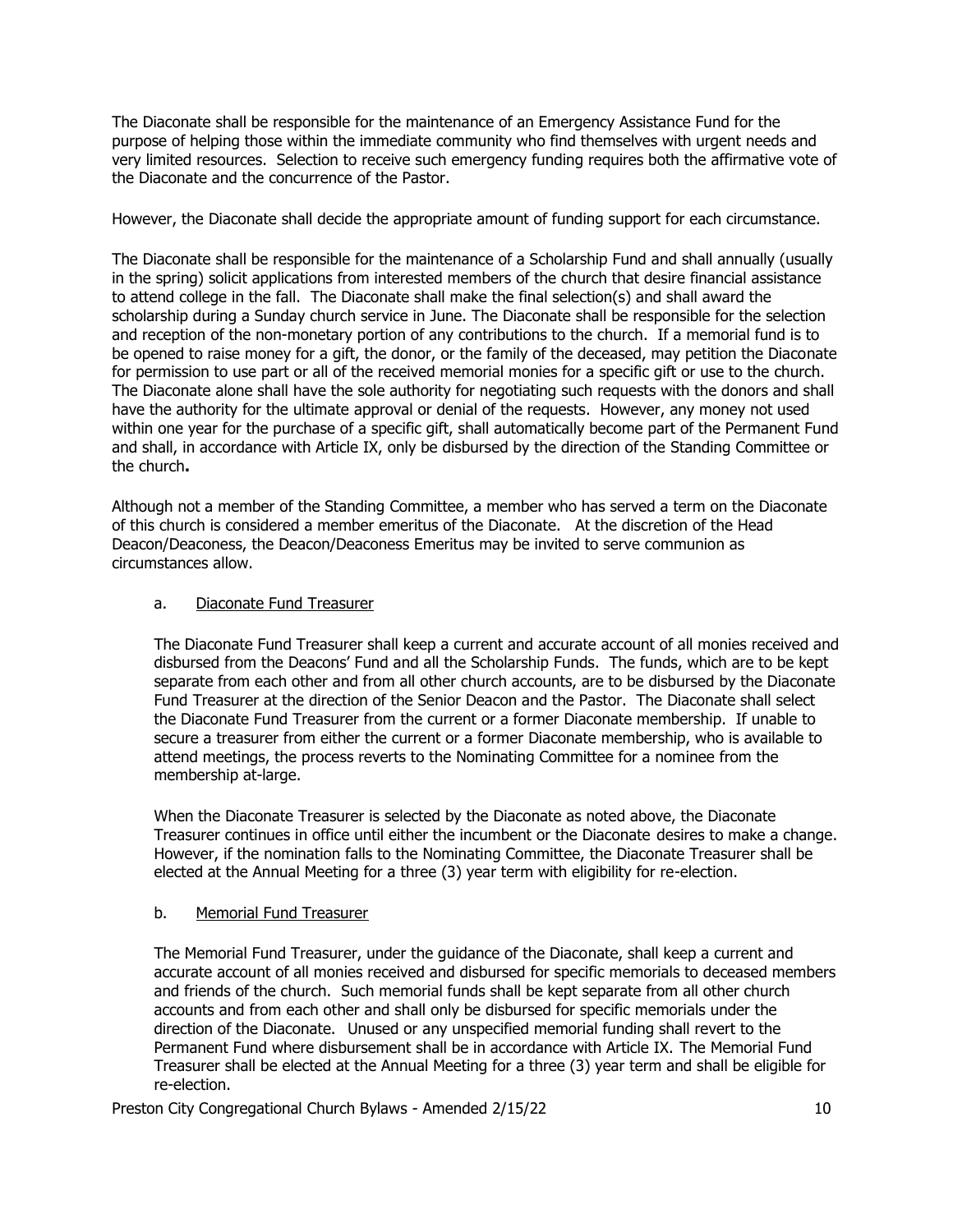The Diaconate shall be responsible for the maintenance of an Emergency Assistance Fund for the purpose of helping those within the immediate community who find themselves with urgent needs and very limited resources. Selection to receive such emergency funding requires both the affirmative vote of the Diaconate and the concurrence of the Pastor.

However, the Diaconate shall decide the appropriate amount of funding support for each circumstance.

The Diaconate shall be responsible for the maintenance of a Scholarship Fund and shall annually (usually in the spring) solicit applications from interested members of the church that desire financial assistance to attend college in the fall. The Diaconate shall make the final selection(s) and shall award the scholarship during a Sunday church service in June. The Diaconate shall be responsible for the selection and reception of the non-monetary portion of any contributions to the church. If a memorial fund is to be opened to raise money for a gift, the donor, or the family of the deceased, may petition the Diaconate for permission to use part or all of the received memorial monies for a specific gift or use to the church. The Diaconate alone shall have the sole authority for negotiating such requests with the donors and shall have the authority for the ultimate approval or denial of the requests. However, any money not used within one year for the purchase of a specific gift, shall automatically become part of the Permanent Fund and shall, in accordance with Article IX, only be disbursed by the direction of the Standing Committee or the church**.**

Although not a member of the Standing Committee, a member who has served a term on the Diaconate of this church is considered a member emeritus of the Diaconate. At the discretion of the Head Deacon/Deaconess, the Deacon/Deaconess Emeritus may be invited to serve communion as circumstances allow.

a. <u>Diaconate Fund Treasurer</u>

The Diaconate Fund Treasurer shall keep a current and accurate account of all monies received and disbursed from the Deacons' Fund and all the Scholarship Funds. The funds, which are to be kept separate from each other and from all other church accounts, are to be disbursed by the Diaconate Fund Treasurer at the direction of the Senior Deacon and the Pastor. The Diaconate shall select the Diaconate Fund Treasurer from the current or a former Diaconate membership. If unable to secure a treasurer from either the current or a former Diaconate membership, who is available to attend meetings, the process reverts to the Nominating Committee for a nominee from the membership at-large.

When the Diaconate Treasurer is selected by the Diaconate as noted above, the Diaconate Treasurer continues in office until either the incumbent or the Diaconate desires to make a change. However, if the nomination falls to the Nominating Committee, the Diaconate Treasurer shall be elected at the Annual Meeting for a three (3) year term with eligibility for re-election.

b. <u>Memorial Fund Treasurer</u>

The Memorial Fund Treasurer, under the guidance of the Diaconate, shall keep a current and accurate account of all monies received and disbursed for specific memorials to deceased members and friends of the church. Such memorial funds shall be kept separate from all other church accounts and from each other and shall only be disbursed for specific memorials under the direction of the Diaconate. Unused or any unspecified memorial funding shall revert to the Permanent Fund where disbursement shall be in accordance with Article IX. The Memorial Fund Treasurer shall be elected at the Annual Meeting for a three (3) year term and shall be eligible for re-election.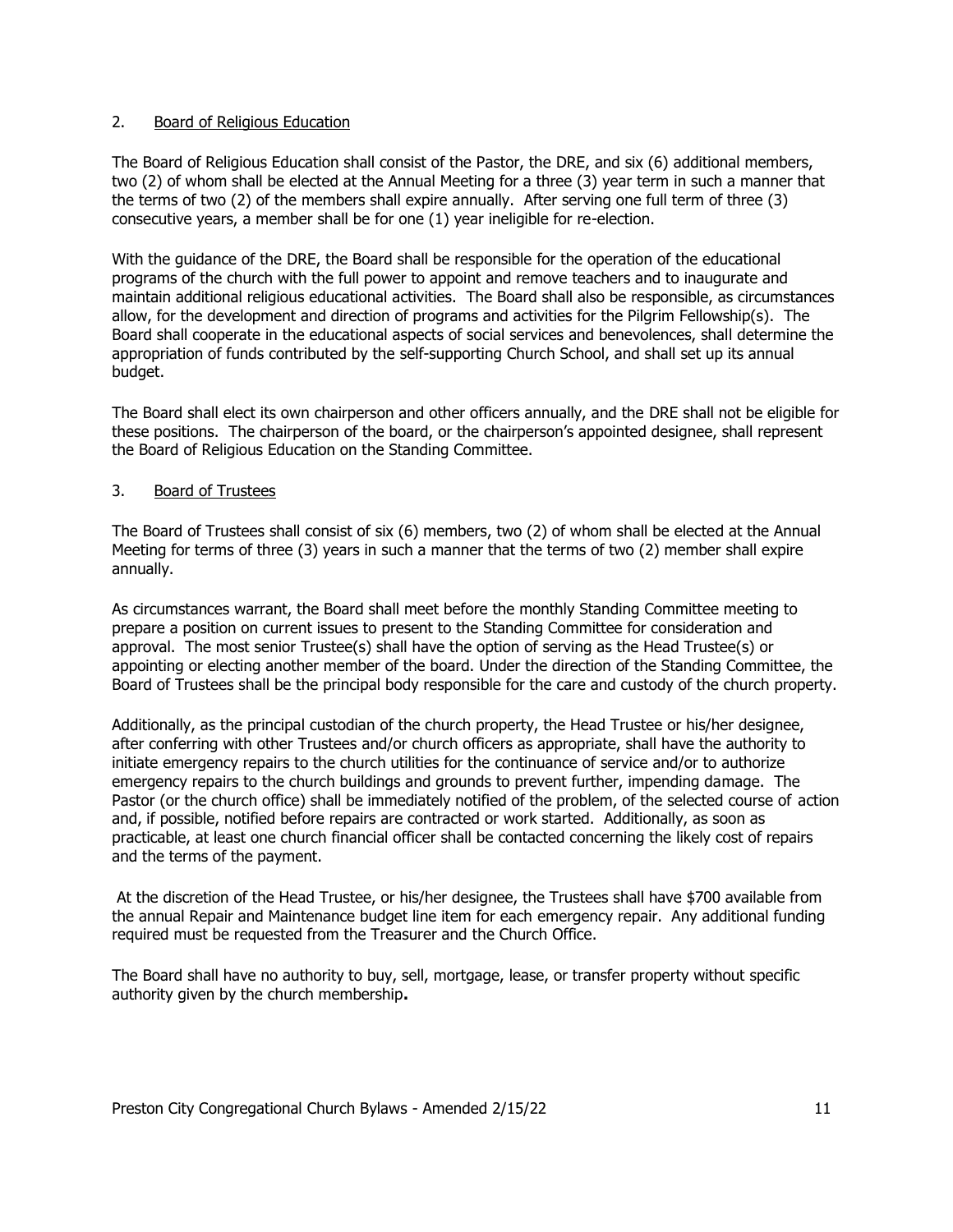### 2. Board of Religious Education

The Board of Religious Education shall consist of the Pastor, the DRE, and six (6) additional members, two (2) of whom shall be elected at the Annual Meeting for a three (3) year term in such a manner that the terms of two (2) of the members shall expire annually. After serving one full term of three (3) consecutive years, a member shall be for one (1) year ineligible for re-election.

With the guidance of the DRE, the Board shall be responsible for the operation of the educational programs of the church with the full power to appoint and remove teachers and to inaugurate and maintain additional religious educational activities. The Board shall also be responsible, as circumstances allow, for the development and direction of programs and activities for the Pilgrim Fellowship(s). The Board shall cooperate in the educational aspects of social services and benevolences, shall determine the appropriation of funds contributed by the self-supporting Church School, and shall set up its annual budget.

The Board shall elect its own chairperson and other officers annually, and the DRE shall not be eligible for these positions. The chairperson of the board, or the chairperson's appointed designee, shall represent the Board of Religious Education on the Standing Committee.

### 3. Board of Trustees

The Board of Trustees shall consist of six (6) members, two (2) of whom shall be elected at the Annual Meeting for terms of three (3) years in such a manner that the terms of two (2) member shall expire annually.

As circumstances warrant, the Board shall meet before the monthly Standing Committee meeting to prepare a position on current issues to present to the Standing Committee for consideration and approval. The most senior Trustee(s) shall have the option of serving as the Head Trustee(s) or appointing or electing another member of the board. Under the direction of the Standing Committee, the Board of Trustees shall be the principal body responsible for the care and custody of the church property.

Additionally, as the principal custodian of the church property, the Head Trustee or his/her designee, after conferring with other Trustees and/or church officers as appropriate, shall have the authority to initiate emergency repairs to the church utilities for the continuance of service and/or to authorize emergency repairs to the church buildings and grounds to prevent further, impending damage. The Pastor (or the church office) shall be immediately notified of the problem, of the selected course of action and, if possible, notified before repairs are contracted or work started. Additionally, as soon as practicable, at least one church financial officer shall be contacted concerning the likely cost of repairs and the terms of the payment.

At the discretion of the Head Trustee, or his/her designee, the Trustees shall have $700 available from the annual Repair and Maintenance budget line item for each emergency repair. Any additional funding required must be requested from the Treasurer and the Church Office.

The Board shall have no authority to buy, sell, mortgage, lease, or transfer property without specific authority given by the church membership**.**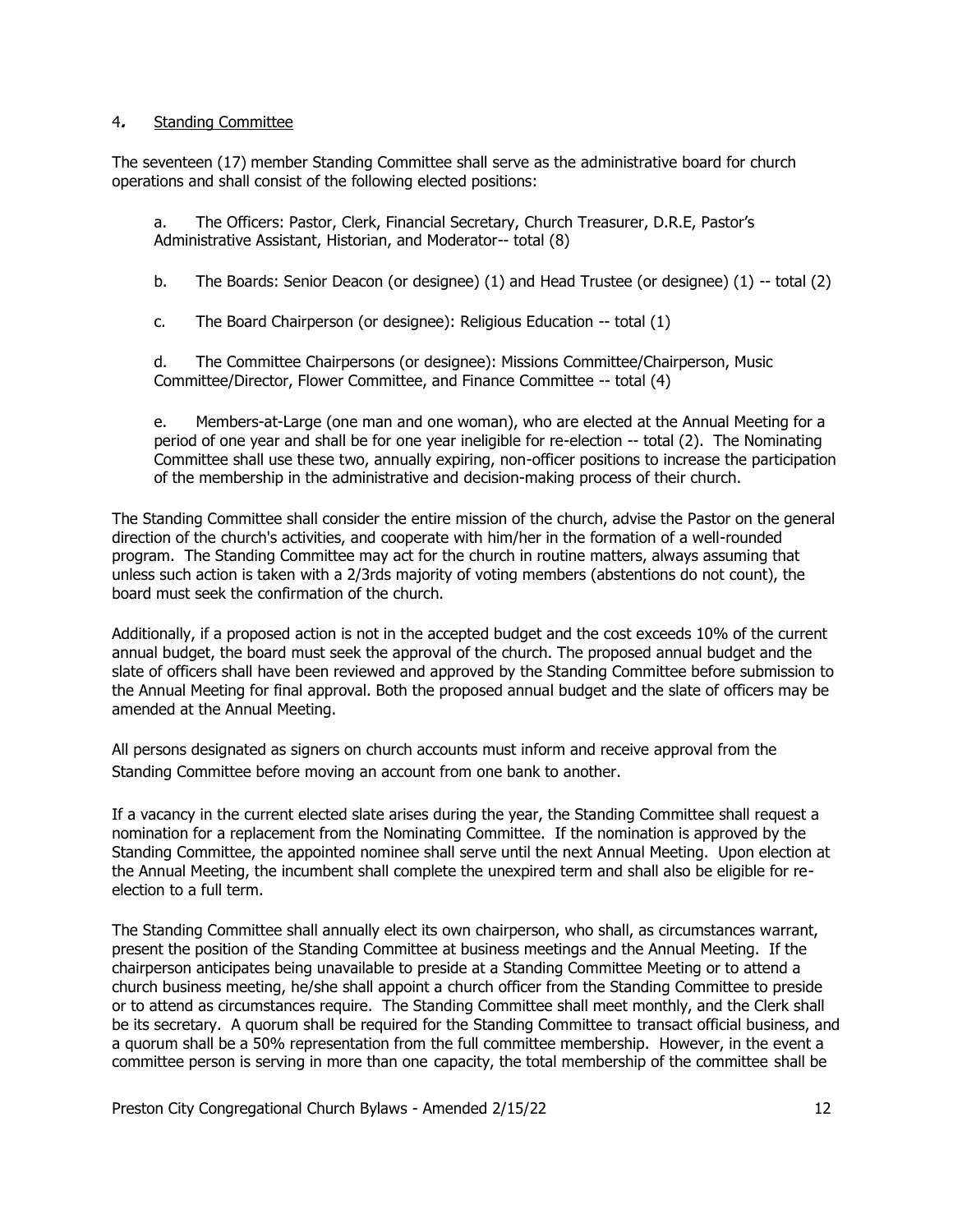4. Standing Committee

The seventeen (17) member Standing Committee shall serve as the administrative board for church operations and shall consist of the following elected positions:

a. The Officers: Pastor, Clerk, Financial Secretary, Church Treasurer, D.R.E, Pastor's Administrative Assistant, Historian, and Moderator-- total (8)

b. The Boards: Senior Deacon (or designee) (1) and Head Trustee (or designee) (1) -- total (2)

c. The Board Chairperson (or designee): Religious Education -- total (1)

d. The Committee Chairpersons (or designee): Missions Committee/Chairperson, Music Committee/Director, Flower Committee, and Finance Committee -- total (4)

e. Members-at-Large (one man and one woman), who are elected at the Annual Meeting for a period of one year and shall be for one year ineligible for re-election -- total (2). The Nominating Committee shall use these two, annually expiring, non-officer positions to increase the participation of the membership in the administrative and decision-making process of their church.

The Standing Committee shall consider the entire mission of the church, advise the Pastor on the general direction of the church's activities, and cooperate with him/her in the formation of a well-rounded program. The Standing Committee may act for the church in routine matters, always assuming that unless such action is taken with a 2/3rds majority of voting members (abstentions do not count), the board must seek the confirmation of the church.

Additionally, if a proposed action is not in the accepted budget and the cost exceeds 10% of the current annual budget, the board must seek the approval of the church. The proposed annual budget and the slate of officers shall have been reviewed and approved by the Standing Committee before submission to the Annual Meeting for final approval. Both the proposed annual budget and the slate of officers may be amended at the Annual Meeting.

All persons designated as signers on church accounts must inform and receive approval from the Standing Committee before moving an account from one bank to another.

If a vacancy in the current elected slate arises during the year, the Standing Committee shall request a nomination for a replacement from the Nominating Committee. If the nomination is approved by the Standing Committee, the appointed nominee shall serve until the next Annual Meeting. Upon election at the Annual Meeting, the incumbent shall complete the unexpired term and shall also be eligible for re-election to a full term.

The Standing Committee shall annually elect its own chairperson, who shall, as circumstances warrant, present the position of the Standing Committee at business meetings and the Annual Meeting. If the chairperson anticipates being unavailable to preside at a Standing Committee Meeting or to attend a church business meeting, he/she shall appoint a church officer from the Standing Committee to preside or to attend as circumstances require. The Standing Committee shall meet monthly, and the Clerk shall be its secretary. A quorum shall be required for the Standing Committee to transact official business, and a quorum shall be a 50% representation from the full committee membership. However, in the event a committee person is serving in more than one capacity, the total membership of the committee shall be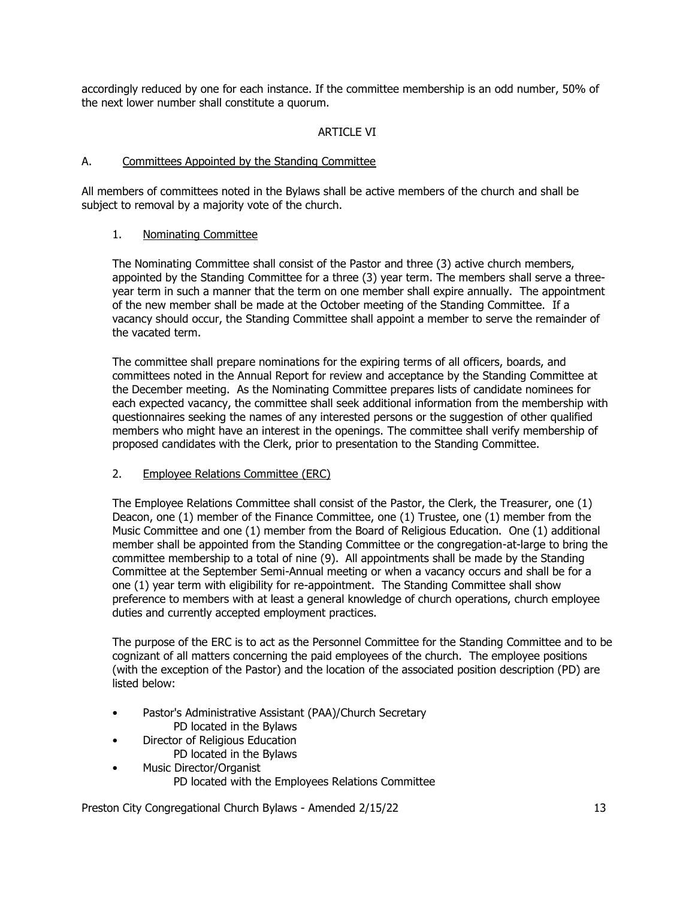accordingly reduced by one for each instance. If the committee membership is an odd number, 50% of the next lower number shall constitute a quorum.

## ARTICLE VI

### A. Committees Appointed by the Standing Committee

All members of committees noted in the Bylaws shall be active members of the church and shall be subject to removal by a majority vote of the church.

#### 1. Nominating Committee

The Nominating Committee shall consist of the Pastor and three (3) active church members, appointed by the Standing Committee for a three (3) year term. The members shall serve a three-year term in such a manner that the term on one member shall expire annually. The appointment of the new member shall be made at the October meeting of the Standing Committee. If a vacancy should occur, the Standing Committee shall appoint a member to serve the remainder of the vacated term.

The committee shall prepare nominations for the expiring terms of all officers, boards, and committees noted in the Annual Report for review and acceptance by the Standing Committee at the December meeting. As the Nominating Committee prepares lists of candidate nominees for each expected vacancy, the committee shall seek additional information from the membership with questionnaires seeking the names of any interested persons or the suggestion of other qualified members who might have an interest in the openings. The committee shall verify membership of proposed candidates with the Clerk, prior to presentation to the Standing Committee.

#### 2. Employee Relations Committee (ERC)

The Employee Relations Committee shall consist of the Pastor, the Clerk, the Treasurer, one (1) Deacon, one (1) member of the Finance Committee, one (1) Trustee, one (1) member from the Music Committee and one (1) member from the Board of Religious Education. One (1) additional member shall be appointed from the Standing Committee or the congregation-at-large to bring the committee membership to a total of nine (9). All appointments shall be made by the Standing Committee at the September Semi-Annual meeting or when a vacancy occurs and shall be for a one (1) year term with eligibility for re-appointment. The Standing Committee shall show preference to members with at least a general knowledge of church operations, church employee duties and currently accepted employment practices.

The purpose of the ERC is to act as the Personnel Committee for the Standing Committee and to be cognizant of all matters concerning the paid employees of the church. The employee positions (with the exception of the Pastor) and the location of the associated position description (PD) are listed below:

- Pastor's Administrative Assistant (PAA)/Church Secretary
  PD located in the Bylaws
- Director of Religious Education
  PD located in the Bylaws
- Music Director/Organist
  PD located with the Employees Relations Committee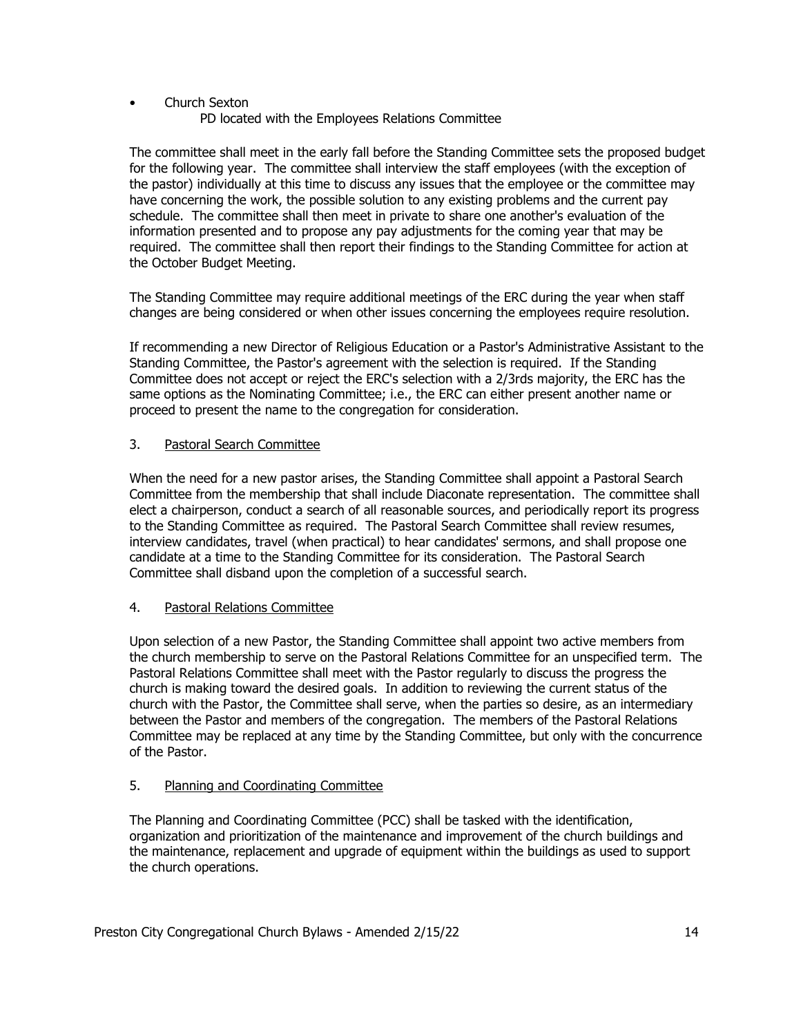- Church Sexton
    PD located with the Employees Relations Committee

The committee shall meet in the early fall before the Standing Committee sets the proposed budget for the following year. The committee shall interview the staff employees (with the exception of the pastor) individually at this time to discuss any issues that the employee or the committee may have concerning the work, the possible solution to any existing problems and the current pay schedule. The committee shall then meet in private to share one another's evaluation of the information presented and to propose any pay adjustments for the coming year that may be required. The committee shall then report their findings to the Standing Committee for action at the October Budget Meeting.

The Standing Committee may require additional meetings of the ERC during the year when staff changes are being considered or when other issues concerning the employees require resolution.

If recommending a new Director of Religious Education or a Pastor's Administrative Assistant to the Standing Committee, the Pastor's agreement with the selection is required. If the Standing Committee does not accept or reject the ERC's selection with a 2/3rds majority, the ERC has the same options as the Nominating Committee; i.e., the ERC can either present another name or proceed to present the name to the congregation for consideration.

3. Pastoral Search Committee

When the need for a new pastor arises, the Standing Committee shall appoint a Pastoral Search Committee from the membership that shall include Diaconate representation. The committee shall elect a chairperson, conduct a search of all reasonable sources, and periodically report its progress to the Standing Committee as required. The Pastoral Search Committee shall review resumes, interview candidates, travel (when practical) to hear candidates' sermons, and shall propose one candidate at a time to the Standing Committee for its consideration. The Pastoral Search Committee shall disband upon the completion of a successful search.

4. Pastoral Relations Committee

Upon selection of a new Pastor, the Standing Committee shall appoint two active members from the church membership to serve on the Pastoral Relations Committee for an unspecified term. The Pastoral Relations Committee shall meet with the Pastor regularly to discuss the progress the church is making toward the desired goals. In addition to reviewing the current status of the church with the Pastor, the Committee shall serve, when the parties so desire, as an intermediary between the Pastor and members of the congregation. The members of the Pastoral Relations Committee may be replaced at any time by the Standing Committee, but only with the concurrence of the Pastor.

5. Planning and Coordinating Committee

The Planning and Coordinating Committee (PCC) shall be tasked with the identification, organization and prioritization of the maintenance and improvement of the church buildings and the maintenance, replacement and upgrade of equipment within the buildings as used to support the church operations.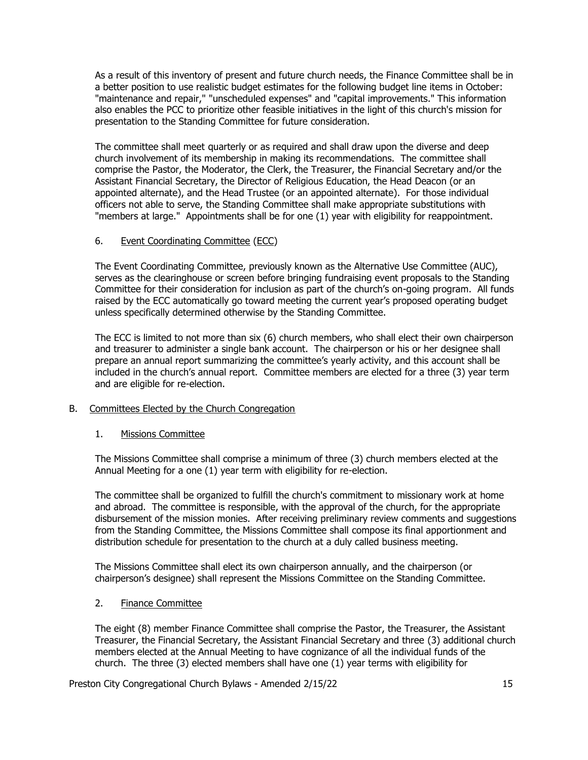As a result of this inventory of present and future church needs, the Finance Committee shall be in a better position to use realistic budget estimates for the following budget line items in October: "maintenance and repair," "unscheduled expenses" and "capital improvements." This information also enables the PCC to prioritize other feasible initiatives in the light of this church's mission for presentation to the Standing Committee for future consideration.

The committee shall meet quarterly or as required and shall draw upon the diverse and deep church involvement of its membership in making its recommendations. The committee shall comprise the Pastor, the Moderator, the Clerk, the Treasurer, the Financial Secretary and/or the Assistant Financial Secretary, the Director of Religious Education, the Head Deacon (or an appointed alternate), and the Head Trustee (or an appointed alternate). For those individual officers not able to serve, the Standing Committee shall make appropriate substitutions with "members at large." Appointments shall be for one (1) year with eligibility for reappointment.

#### 6. Event Coordinating Committee (ECC)

The Event Coordinating Committee, previously known as the Alternative Use Committee (AUC), serves as the clearinghouse or screen before bringing fundraising event proposals to the Standing Committee for their consideration for inclusion as part of the church's on-going program. All funds raised by the ECC automatically go toward meeting the current year's proposed operating budget unless specifically determined otherwise by the Standing Committee.

The ECC is limited to not more than six (6) church members, who shall elect their own chairperson and treasurer to administer a single bank account. The chairperson or his or her designee shall prepare an annual report summarizing the committee's yearly activity, and this account shall be included in the church's annual report. Committee members are elected for a three (3) year term and are eligible for re-election.

### B. Committees Elected by the Church Congregation

#### 1. Missions Committee

The Missions Committee shall comprise a minimum of three (3) church members elected at the Annual Meeting for a one (1) year term with eligibility for re-election.

The committee shall be organized to fulfill the church's commitment to missionary work at home and abroad. The committee is responsible, with the approval of the church, for the appropriate disbursement of the mission monies. After receiving preliminary review comments and suggestions from the Standing Committee, the Missions Committee shall compose its final apportionment and distribution schedule for presentation to the church at a duly called business meeting.

The Missions Committee shall elect its own chairperson annually, and the chairperson (or chairperson's designee) shall represent the Missions Committee on the Standing Committee.

#### 2. Finance Committee

The eight (8) member Finance Committee shall comprise the Pastor, the Treasurer, the Assistant Treasurer, the Financial Secretary, the Assistant Financial Secretary and three (3) additional church members elected at the Annual Meeting to have cognizance of all the individual funds of the church. The three (3) elected members shall have one (1) year terms with eligibility for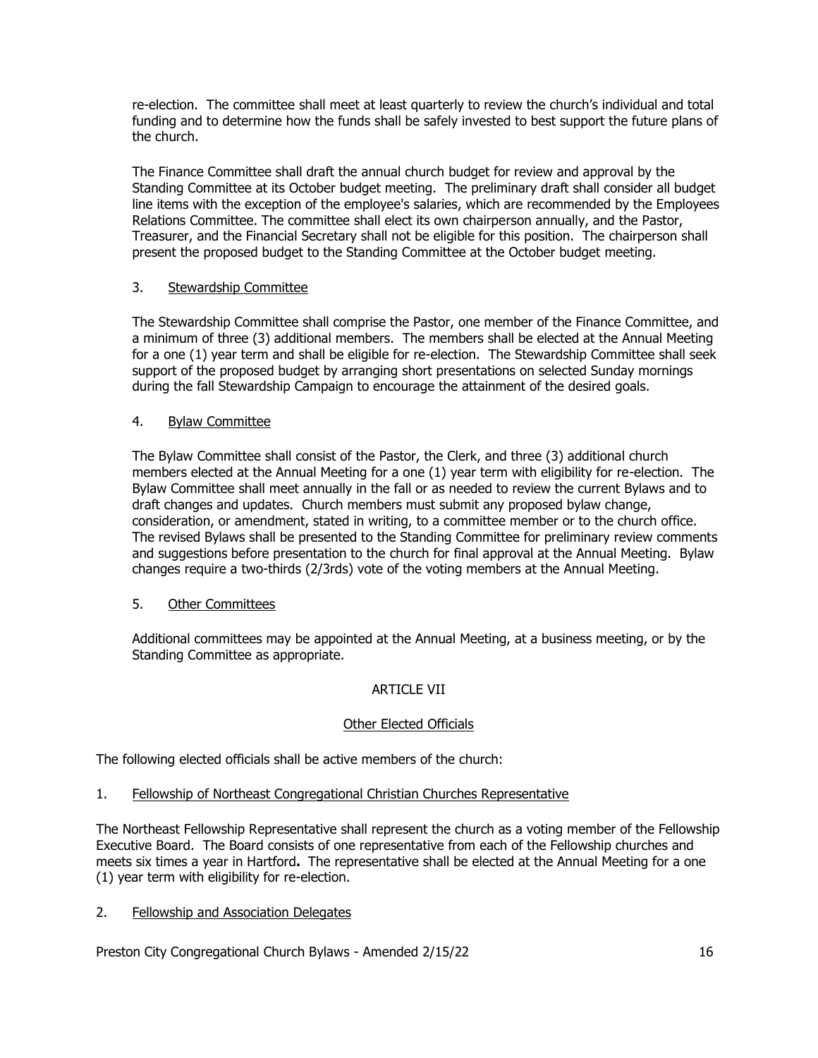re-election. The committee shall meet at least quarterly to review the church's individual and total funding and to determine how the funds shall be safely invested to best support the future plans of the church.

The Finance Committee shall draft the annual church budget for review and approval by the Standing Committee at its October budget meeting. The preliminary draft shall consider all budget line items with the exception of the employee's salaries, which are recommended by the Employees Relations Committee. The committee shall elect its own chairperson annually, and the Pastor, Treasurer, and the Financial Secretary shall not be eligible for this position. The chairperson shall present the proposed budget to the Standing Committee at the October budget meeting.

3. Stewardship Committee

The Stewardship Committee shall comprise the Pastor, one member of the Finance Committee, and a minimum of three (3) additional members. The members shall be elected at the Annual Meeting for a one (1) year term and shall be eligible for re-election. The Stewardship Committee shall seek support of the proposed budget by arranging short presentations on selected Sunday mornings during the fall Stewardship Campaign to encourage the attainment of the desired goals.

4. Bylaw Committee

The Bylaw Committee shall consist of the Pastor, the Clerk, and three (3) additional church members elected at the Annual Meeting for a one (1) year term with eligibility for re-election. The Bylaw Committee shall meet annually in the fall or as needed to review the current Bylaws and to draft changes and updates. Church members must submit any proposed bylaw change, consideration, or amendment, stated in writing, to a committee member or to the church office. The revised Bylaws shall be presented to the Standing Committee for preliminary review comments and suggestions before presentation to the church for final approval at the Annual Meeting. Bylaw changes require a two-thirds (2/3rds) vote of the voting members at the Annual Meeting.

5. Other Committees

Additional committees may be appointed at the Annual Meeting, at a business meeting, or by the Standing Committee as appropriate.

## ARTICLE VII

### Other Elected Officials

The following elected officials shall be active members of the church:

1. Fellowship of Northeast Congregational Christian Churches Representative

The Northeast Fellowship Representative shall represent the church as a voting member of the Fellowship Executive Board. The Board consists of one representative from each of the Fellowship churches and meets six times a year in Hartford**.** The representative shall be elected at the Annual Meeting for a one (1) year term with eligibility for re-election.

2. Fellowship and Association Delegates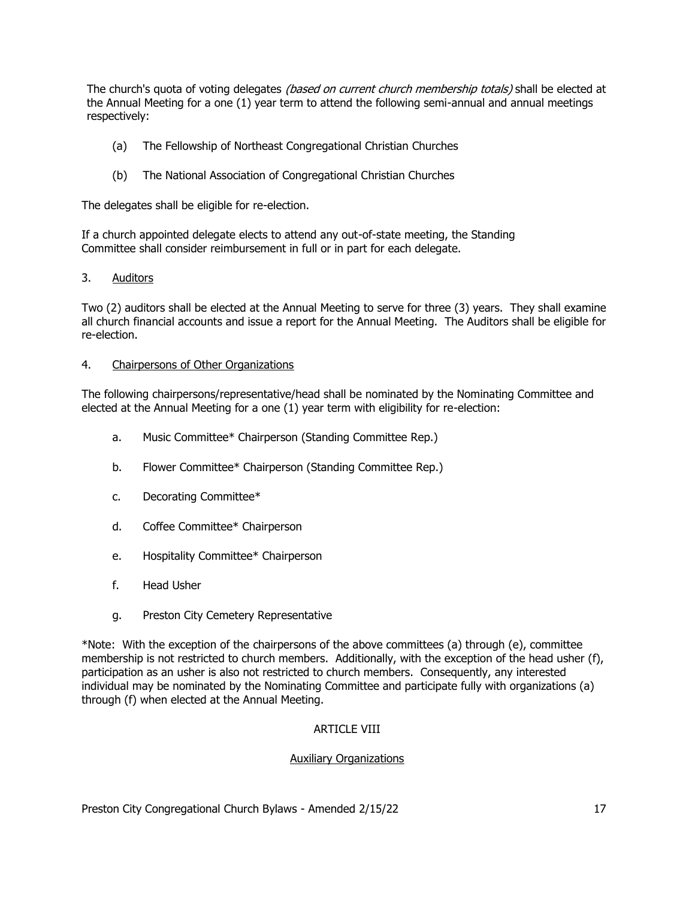The church's quota of voting delegates *(based on current church membership totals)* shall be elected at the Annual Meeting for a one (1) year term to attend the following semi-annual and annual meetings respectively:

(a) The Fellowship of Northeast Congregational Christian Churches

(b) The National Association of Congregational Christian Churches

The delegates shall be eligible for re-election.

If a church appointed delegate elects to attend any out-of-state meeting, the Standing Committee shall consider reimbursement in full or in part for each delegate.

3. <u>Auditors</u>

Two (2) auditors shall be elected at the Annual Meeting to serve for three (3) years. They shall examine all church financial accounts and issue a report for the Annual Meeting. The Auditors shall be eligible for re-election.

4. <u>Chairpersons of Other Organizations</u>

The following chairpersons/representative/head shall be nominated by the Nominating Committee and elected at the Annual Meeting for a one (1) year term with eligibility for re-election:

a. Music Committee* Chairperson (Standing Committee Rep.)

b. Flower Committee* Chairperson (Standing Committee Rep.)

c. Decorating Committee*

d. Coffee Committee* Chairperson

e. Hospitality Committee* Chairperson

f. Head Usher

g. Preston City Cemetery Representative

*Note: With the exception of the chairpersons of the above committees (a) through (e), committee membership is not restricted to church members. Additionally, with the exception of the head usher (f), participation as an usher is also not restricted to church members. Consequently, any interested individual may be nominated by the Nominating Committee and participate fully with organizations (a) through (f) when elected at the Annual Meeting.

## ARTICLE VIII

### <u>Auxiliary Organizations</u>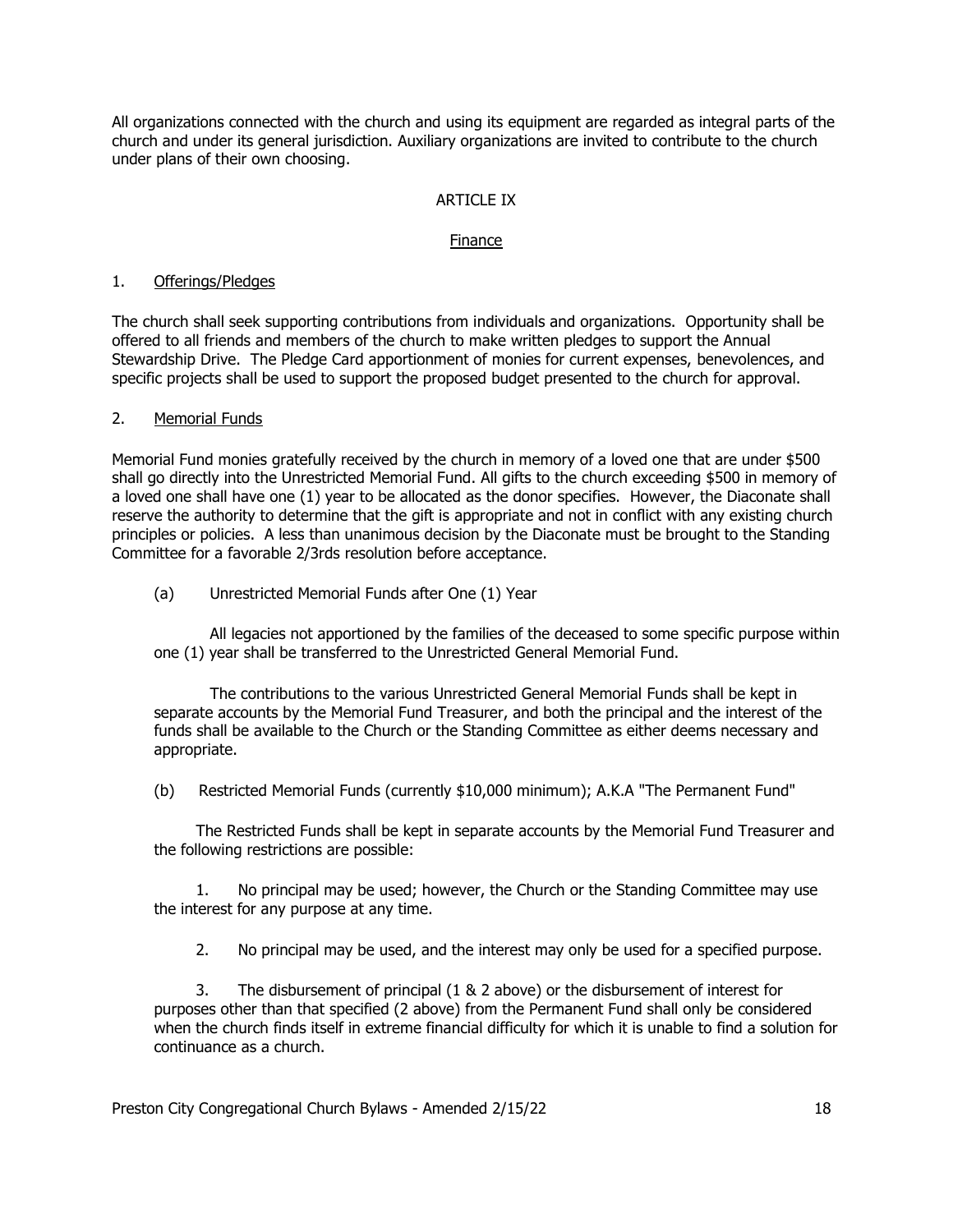All organizations connected with the church and using its equipment are regarded as integral parts of the church and under its general jurisdiction. Auxiliary organizations are invited to contribute to the church under plans of their own choosing.

## ARTICLE IX

### Finance

1. Offerings/Pledges

The church shall seek supporting contributions from individuals and organizations. Opportunity shall be offered to all friends and members of the church to make written pledges to support the Annual Stewardship Drive. The Pledge Card apportionment of monies for current expenses, benevolences, and specific projects shall be used to support the proposed budget presented to the church for approval.

2. Memorial Funds

Memorial Fund monies gratefully received by the church in memory of a loved one that are under $500 shall go directly into the Unrestricted Memorial Fund. All gifts to the church exceeding $500 in memory of a loved one shall have one (1) year to be allocated as the donor specifies. However, the Diaconate shall reserve the authority to determine that the gift is appropriate and not in conflict with any existing church principles or policies. A less than unanimous decision by the Diaconate must be brought to the Standing Committee for a favorable 2/3rds resolution before acceptance.

(a) Unrestricted Memorial Funds after One (1) Year

All legacies not apportioned by the families of the deceased to some specific purpose within one (1) year shall be transferred to the Unrestricted General Memorial Fund.

The contributions to the various Unrestricted General Memorial Funds shall be kept in separate accounts by the Memorial Fund Treasurer, and both the principal and the interest of the funds shall be available to the Church or the Standing Committee as either deems necessary and appropriate.

(b) Restricted Memorial Funds (currently $10,000 minimum); A.K.A "The Permanent Fund"

The Restricted Funds shall be kept in separate accounts by the Memorial Fund Treasurer and the following restrictions are possible:

1. No principal may be used; however, the Church or the Standing Committee may use the interest for any purpose at any time.

2. No principal may be used, and the interest may only be used for a specified purpose.

3. The disbursement of principal (1 & 2 above) or the disbursement of interest for purposes other than that specified (2 above) from the Permanent Fund shall only be considered when the church finds itself in extreme financial difficulty for which it is unable to find a solution for continuance as a church.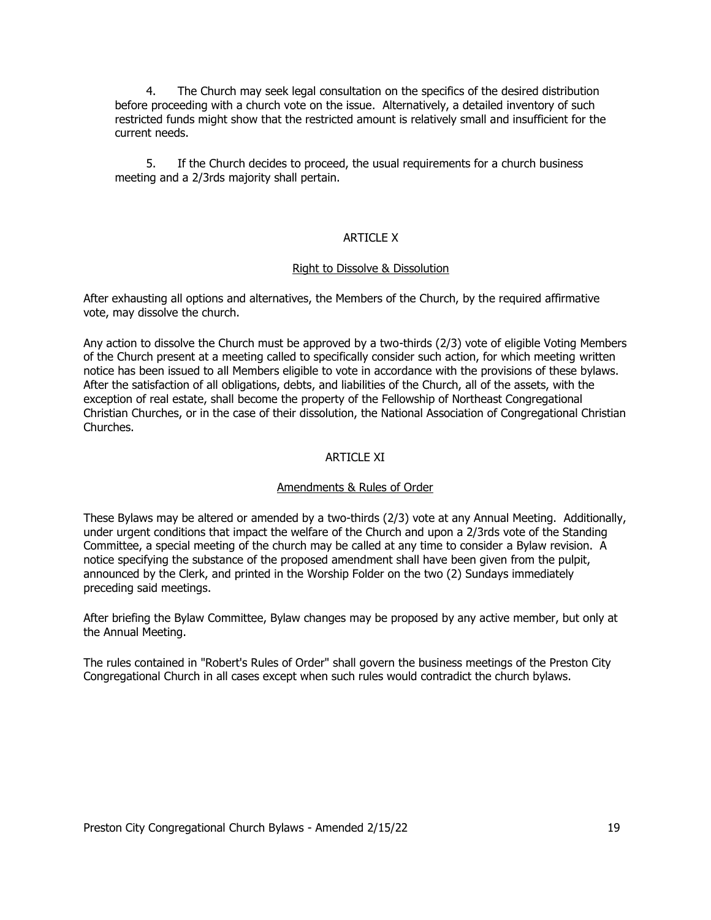4. The Church may seek legal consultation on the specifics of the desired distribution before proceeding with a church vote on the issue. Alternatively, a detailed inventory of such restricted funds might show that the restricted amount is relatively small and insufficient for the current needs.

5. If the Church decides to proceed, the usual requirements for a church business meeting and a 2/3rds majority shall pertain.

## ARTICLE X

### Right to Dissolve & Dissolution

After exhausting all options and alternatives, the Members of the Church, by the required affirmative vote, may dissolve the church.

Any action to dissolve the Church must be approved by a two-thirds (2/3) vote of eligible Voting Members of the Church present at a meeting called to specifically consider such action, for which meeting written notice has been issued to all Members eligible to vote in accordance with the provisions of these bylaws. After the satisfaction of all obligations, debts, and liabilities of the Church, all of the assets, with the exception of real estate, shall become the property of the Fellowship of Northeast Congregational Christian Churches, or in the case of their dissolution, the National Association of Congregational Christian Churches.

## ARTICLE XI

### Amendments & Rules of Order

These Bylaws may be altered or amended by a two-thirds (2/3) vote at any Annual Meeting. Additionally, under urgent conditions that impact the welfare of the Church and upon a 2/3rds vote of the Standing Committee, a special meeting of the church may be called at any time to consider a Bylaw revision. A notice specifying the substance of the proposed amendment shall have been given from the pulpit, announced by the Clerk, and printed in the Worship Folder on the two (2) Sundays immediately preceding said meetings.

After briefing the Bylaw Committee, Bylaw changes may be proposed by any active member, but only at the Annual Meeting.

The rules contained in "Robert's Rules of Order" shall govern the business meetings of the Preston City Congregational Church in all cases except when such rules would contradict the church bylaws.